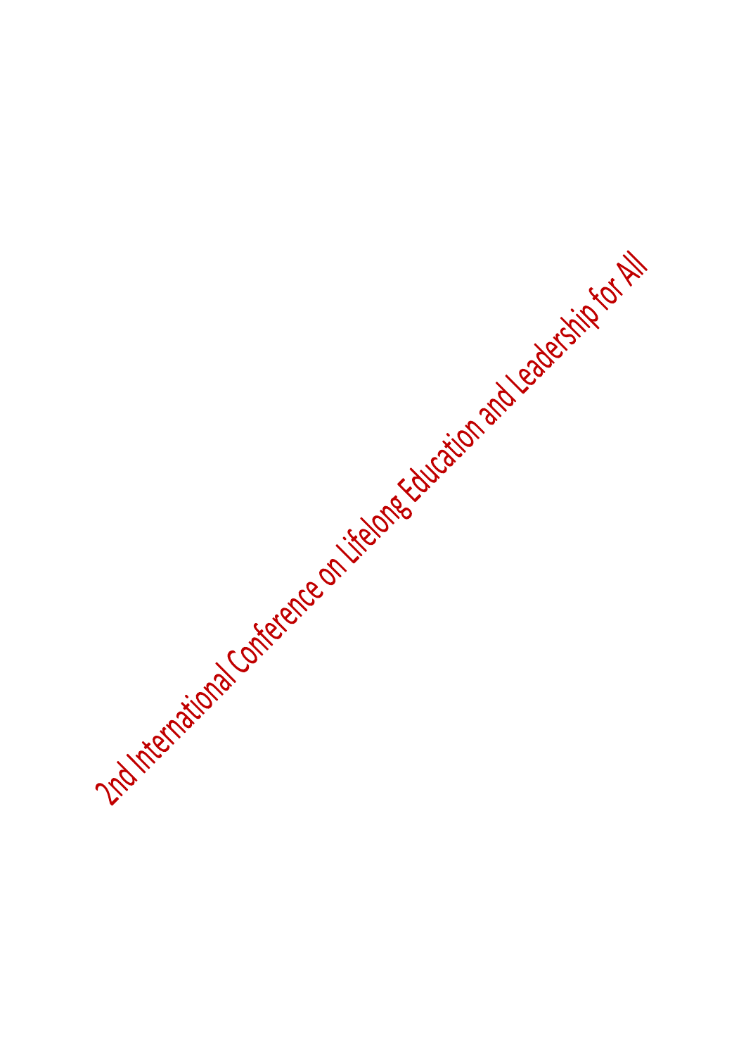2nd International Conference on Lifelong Education and Leadership for All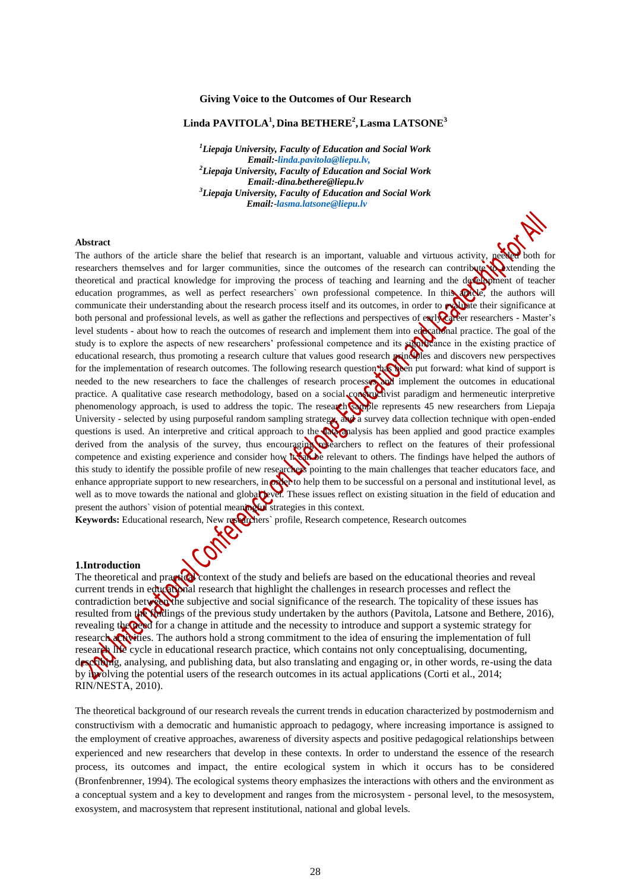# Giving Voice to the Outcomes of Our Research

**Linda PAVITOLA[1], Dina BETHERE[2], Lasma LATSONE[3]**

*[1]Liepaja University, Faculty of Education and Social Work*
*Email:-linda.pavitola@liepu.lv,*
*[2]Liepaja University, Faculty of Education and Social Work*
*Email:-dina.bethere@liepu.lv*
*[3]Liepaja University, Faculty of Education and Social Work*
*Email:-lasma.latsone@liepu.lv*

## Abstract

The authors of the article share the belief that research is an important, valuable and virtuous activity, needed both for researchers themselves and for larger communities, since the outcomes of the research can contribute to extending the theoretical and practical knowledge for improving the process of teaching and learning and the development of teacher education programmes, as well as perfect researchers` own professional competence. In this article, the authors will communicate their understanding about the research process itself and its outcomes, in order to evaluate their significance at both personal and professional levels, as well as gather the reflections and perspectives of early career researchers - Master's level students - about how to reach the outcomes of research and implement them into educational practice. The goal of the study is to explore the aspects of new researchers' professional competence and its significance in the existing practice of educational research, thus promoting a research culture that values good research principles and discovers new perspectives for the implementation of research outcomes. The following research question has been put forward: what kind of support is needed to the new researchers to face the challenges of research processes and implement the outcomes in educational practice. A qualitative case research methodology, based on a social constructivist paradigm and hermeneutic interpretive phenomenology approach, is used to address the topic. The research sample represents 45 new researchers from Liepaja University - selected by using purposeful random sampling strategy, and a survey data collection technique with open-ended questions is used. An interpretive and critical approach to the data analysis has been applied and good practice examples derived from the analysis of the survey, thus encouraging researchers to reflect on the features of their professional competence and existing experience and consider how it can be relevant to others. The findings have helped the authors of this study to identify the possible profile of new researchers pointing to the main challenges that teacher educators face, and enhance appropriate support to new researchers, in order to help them to be successful on a personal and institutional level, as well as to move towards the national and global level. These issues reflect on existing situation in the field of education and present the authors` vision of potential meaningful strategies in this context.

**Keywords:** Educational research, New researchers` profile, Research competence, Research outcomes

## 1.Introduction

The theoretical and practical context of the study and beliefs are based on the educational theories and reveal current trends in educational research that highlight the challenges in research processes and reflect the contradiction between the subjective and social significance of the research. The topicality of these issues has resulted from the findings of the previous study undertaken by the authors (Pavitola, Latsone and Bethere, 2016), revealing the need for a change in attitude and the necessity to introduce and support a systemic strategy for research activities. The authors hold a strong commitment to the idea of ensuring the implementation of full research life cycle in educational research practice, which contains not only conceptualising, documenting, describing, analysing, and publishing data, but also translating and engaging or, in other words, re-using the data by involving the potential users of the research outcomes in its actual applications (Corti et al., 2014; RIN/NESTA, 2010).

The theoretical background of our research reveals the current trends in education characterized by postmodernism and constructivism with a democratic and humanistic approach to pedagogy, where increasing importance is assigned to the employment of creative approaches, awareness of diversity aspects and positive pedagogical relationships between experienced and new researchers that develop in these contexts. In order to understand the essence of the research process, its outcomes and impact, the entire ecological system in which it occurs has to be considered (Bronfenbrenner, 1994). The ecological systems theory emphasizes the interactions with others and the environment as a conceptual system and a key to development and ranges from the microsystem - personal level, to the mesosystem, exosystem, and macrosystem that represent institutional, national and global levels.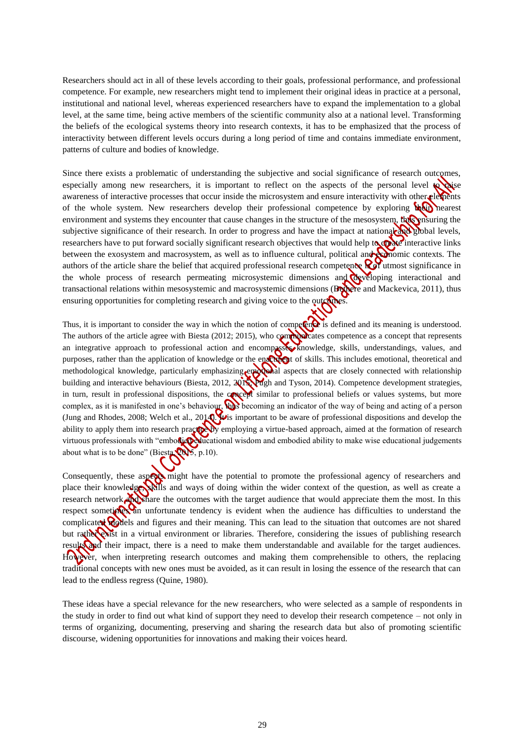Researchers should act in all of these levels according to their goals, professional performance, and professional competence. For example, new researchers might tend to implement their original ideas in practice at a personal, institutional and national level, whereas experienced researchers have to expand the implementation to a global level, at the same time, being active members of the scientific community also at a national level. Transforming the beliefs of the ecological systems theory into research contexts, it has to be emphasized that the process of interactivity between different levels occurs during a long period of time and contains immediate environment, patterns of culture and bodies of knowledge.

Since there exists a problematic of understanding the subjective and social significance of research outcomes, especially among new researchers, it is important to reflect on the aspects of the personal level to raise awareness of interactive processes that occur inside the microsystem and ensure interactivity with other elements of the whole system. New researchers develop their professional competence by exploring their nearest environment and systems they encounter that cause changes in the structure of the mesosystem, thus ensuring the subjective significance of their research. In order to progress and have the impact at national and global levels, researchers have to put forward socially significant research objectives that would help to create interactive links between the exosystem and macrosystem, as well as to influence cultural, political and economic contexts. The authors of the article share the belief that acquired professional research competence is of utmost significance in the whole process of research permeating microsystemic dimensions and developing interactional and transactional relations within mesosystemic and macrosystemic dimensions (Bethere and Mackevica, 2011), thus ensuring opportunities for completing research and giving voice to the outcomes.

Thus, it is important to consider the way in which the notion of competence is defined and its meaning is understood. The authors of the article agree with Biesta (2012; 2015), who communicates competence as a concept that represents an integrative approach to professional action and encompasses knowledge, skills, understandings, values, and purposes, rather than the application of knowledge or the enactment of skills. This includes emotional, theoretical and methodological knowledge, particularly emphasizing emotional aspects that are closely connected with relationship building and interactive behaviours (Biesta, 2012, 2015; Pugh and Tyson, 2014). Competence development strategies, in turn, result in professional dispositions, the concept similar to professional beliefs or values systems, but more complex, as it is manifested in one's behaviour, thus becoming an indicator of the way of being and acting of a person (Jung and Rhodes, 2008; Welch et al., 2014). It is important to be aware of professional dispositions and develop the ability to apply them into research practice by employing a virtue-based approach, aimed at the formation of research virtuous professionals with "embodied educational wisdom and embodied ability to make wise educational judgements about what is to be done" (Biesta, 2015, p.10).

Consequently, these aspects might have the potential to promote the professional agency of researchers and place their knowledge, skills and ways of doing within the wider context of the question, as well as create a research network and share the outcomes with the target audience that would appreciate them the most. In this respect sometimes an unfortunate tendency is evident when the audience has difficulties to understand the complicated models and figures and their meaning. This can lead to the situation that outcomes are not shared but rather exist in a virtual environment or libraries. Therefore, considering the issues of publishing research results and their impact, there is a need to make them understandable and available for the target audiences. However, when interpreting research outcomes and making them comprehensible to others, the replacing traditional concepts with new ones must be avoided, as it can result in losing the essence of the research that can lead to the endless regress (Quine, 1980).

These ideas have a special relevance for the new researchers, who were selected as a sample of respondents in the study in order to find out what kind of support they need to develop their research competence – not only in terms of organizing, documenting, preserving and sharing the research data but also of promoting scientific discourse, widening opportunities for innovations and making their voices heard.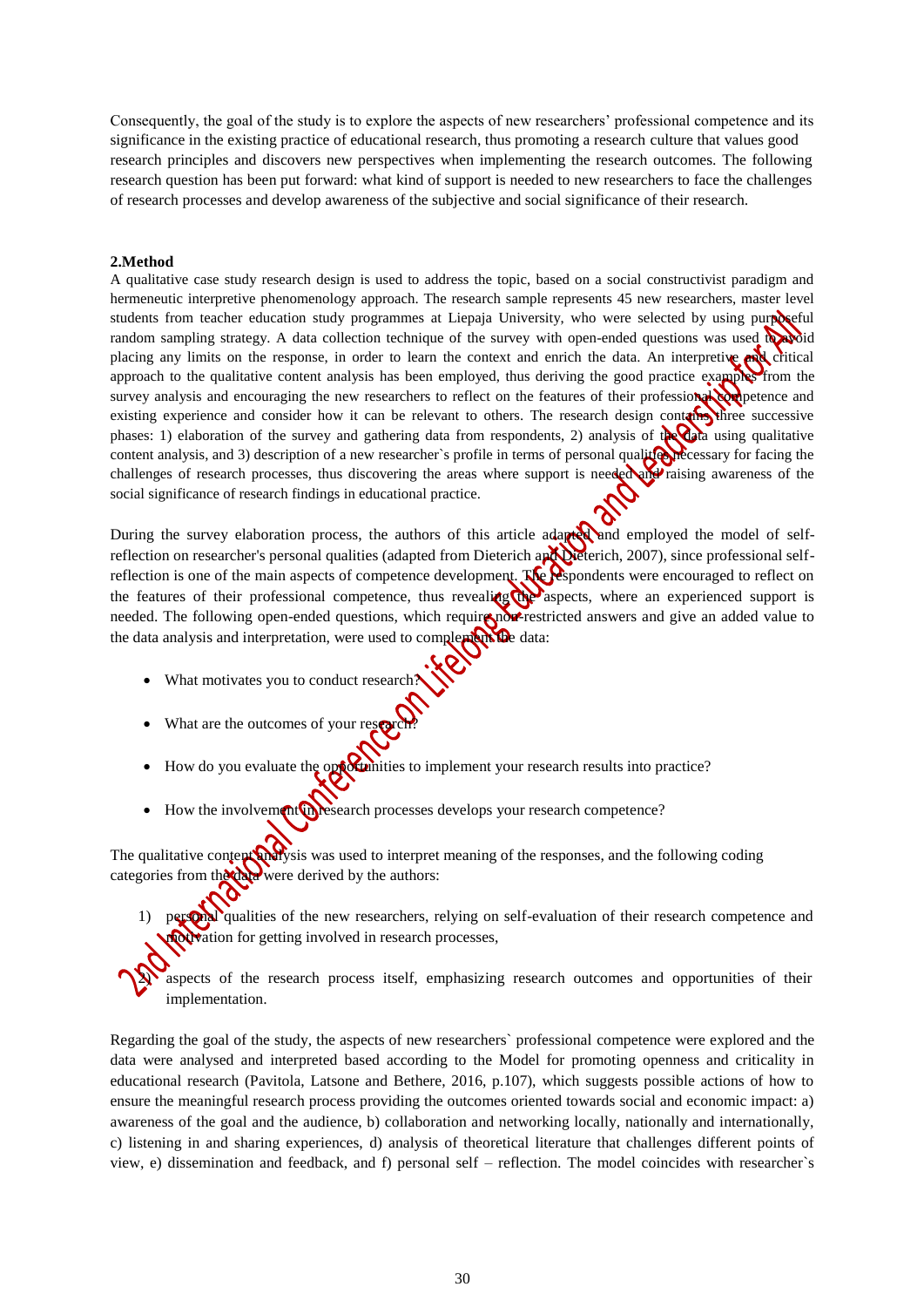Consequently, the goal of the study is to explore the aspects of new researchers' professional competence and its significance in the existing practice of educational research, thus promoting a research culture that values good research principles and discovers new perspectives when implementing the research outcomes. The following research question has been put forward: what kind of support is needed to new researchers to face the challenges of research processes and develop awareness of the subjective and social significance of their research.

## 2.Method

A qualitative case study research design is used to address the topic, based on a social constructivist paradigm and hermeneutic interpretive phenomenology approach. The research sample represents 45 new researchers, master level students from teacher education study programmes at Liepaja University, who were selected by using purposeful random sampling strategy. A data collection technique of the survey with open-ended questions was used to avoid placing any limits on the response, in order to learn the context and enrich the data. An interpretive and critical approach to the qualitative content analysis has been employed, thus deriving the good practice examples from the survey analysis and encouraging the new researchers to reflect on the features of their professional competence and existing experience and consider how it can be relevant to others. The research design contains three successive phases: 1) elaboration of the survey and gathering data from respondents, 2) analysis of the data using qualitative content analysis, and 3) description of a new researcher`s profile in terms of personal qualities necessary for facing the challenges of research processes, thus discovering the areas where support is needed and raising awareness of the social significance of research findings in educational practice.

During the survey elaboration process, the authors of this article adapted and employed the model of self-reflection on researcher's personal qualities (adapted from Dieterich and Dieterich, 2007), since professional self-reflection is one of the main aspects of competence development. The respondents were encouraged to reflect on the features of their professional competence, thus revealing the aspects, where an experienced support is needed. The following open-ended questions, which require non-restricted answers and give an added value to the data analysis and interpretation, were used to complement the data:

- What motivates you to conduct research?
- What are the outcomes of your research?
- How do you evaluate the opportunities to implement your research results into practice?
- How the involvement in research processes develops your research competence?

The qualitative content analysis was used to interpret meaning of the responses, and the following coding categories from the data were derived by the authors:

1) personal qualities of the new researchers, relying on self-evaluation of their research competence and motivation for getting involved in research processes,
2) aspects of the research process itself, emphasizing research outcomes and opportunities of their implementation.

Regarding the goal of the study, the aspects of new researchers` professional competence were explored and the data were analysed and interpreted based according to the Model for promoting openness and criticality in educational research (Pavitola, Latsone and Bethere, 2016, p.107), which suggests possible actions of how to ensure the meaningful research process providing the outcomes oriented towards social and economic impact: a) awareness of the goal and the audience, b) collaboration and networking locally, nationally and internationally, c) listening in and sharing experiences, d) analysis of theoretical literature that challenges different points of view, e) dissemination and feedback, and f) personal self – reflection. The model coincides with researcher`s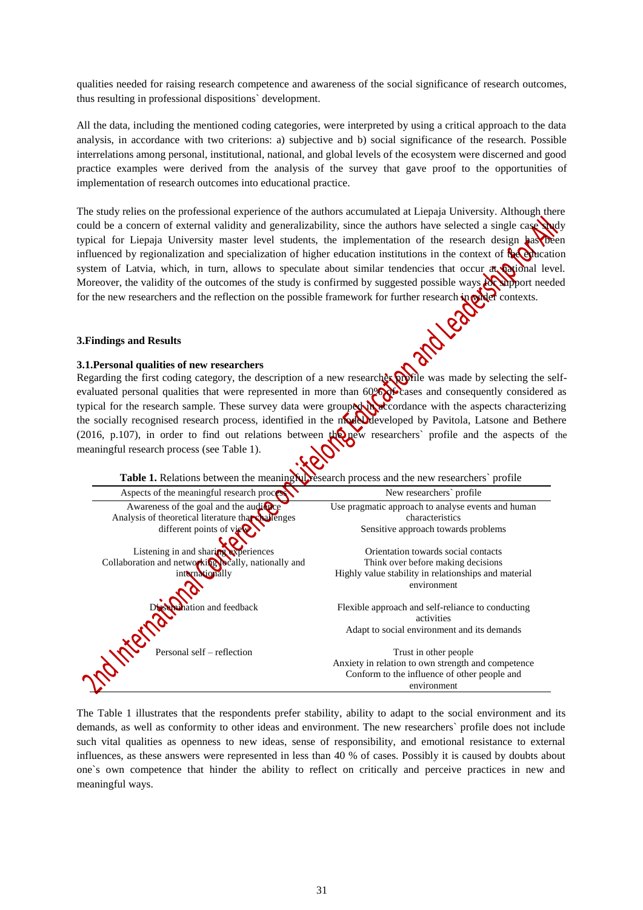qualities needed for raising research competence and awareness of the social significance of research outcomes, thus resulting in professional dispositions` development.

All the data, including the mentioned coding categories, were interpreted by using a critical approach to the data analysis, in accordance with two criterions: a) subjective and b) social significance of the research. Possible interrelations among personal, institutional, national, and global levels of the ecosystem were discerned and good practice examples were derived from the analysis of the survey that gave proof to the opportunities of implementation of research outcomes into educational practice.

The study relies on the professional experience of the authors accumulated at Liepaja University. Although there could be a concern of external validity and generalizability, since the authors have selected a single case study typical for Liepaja University master level students, the implementation of the research design has been influenced by regionalization and specialization of higher education institutions in the context of the education system of Latvia, which, in turn, allows to speculate about similar tendencies that occur at national level. Moreover, the validity of the outcomes of the study is confirmed by suggested possible ways for support needed for the new researchers and the reflection on the possible framework for further research in wider contexts.

## 3.Findings and Results

### 3.1.Personal qualities of new researchers

Regarding the first coding category, the description of a new researcher profile was made by selecting the self-evaluated personal qualities that were represented in more than 60% of cases and consequently considered as typical for the research sample. These survey data were grouped in accordance with the aspects characterizing the socially recognised research process, identified in the model developed by Pavitola, Latsone and Bethere (2016, p.107), in order to find out relations between the new researchers` profile and the aspects of the meaningful research process (see Table 1).

**Table 1.** Relations between the meaningful research process and the new researchers` profile

| Aspects of the meaningful research process | New researchers` profile |
|---|---|
| Awareness of the goal and the audience<br>Analysis of theoretical literature that challenges different points of view | Use pragmatic approach to analyse events and human characteristics<br>Sensitive approach towards problems |
| Listening in and sharing experiences<br>Collaboration and networking locally, nationally and internationally | Orientation towards social contacts<br>Think over before making decisions<br>Highly value stability in relationships and material environment |
| Dissemination and feedback | Flexible approach and self-reliance to conducting activities<br>Adapt to social environment and its demands |
| Personal self – reflection | Trust in other people<br>Anxiety in relation to own strength and competence<br>Conform to the influence of other people and environment |

The Table 1 illustrates that the respondents prefer stability, ability to adapt to the social environment and its demands, as well as conformity to other ideas and environment. The new researchers` profile does not include such vital qualities as openness to new ideas, sense of responsibility, and emotional resistance to external influences, as these answers were represented in less than 40 % of cases. Possibly it is caused by doubts about one`s own competence that hinder the ability to reflect on critically and perceive practices in new and meaningful ways.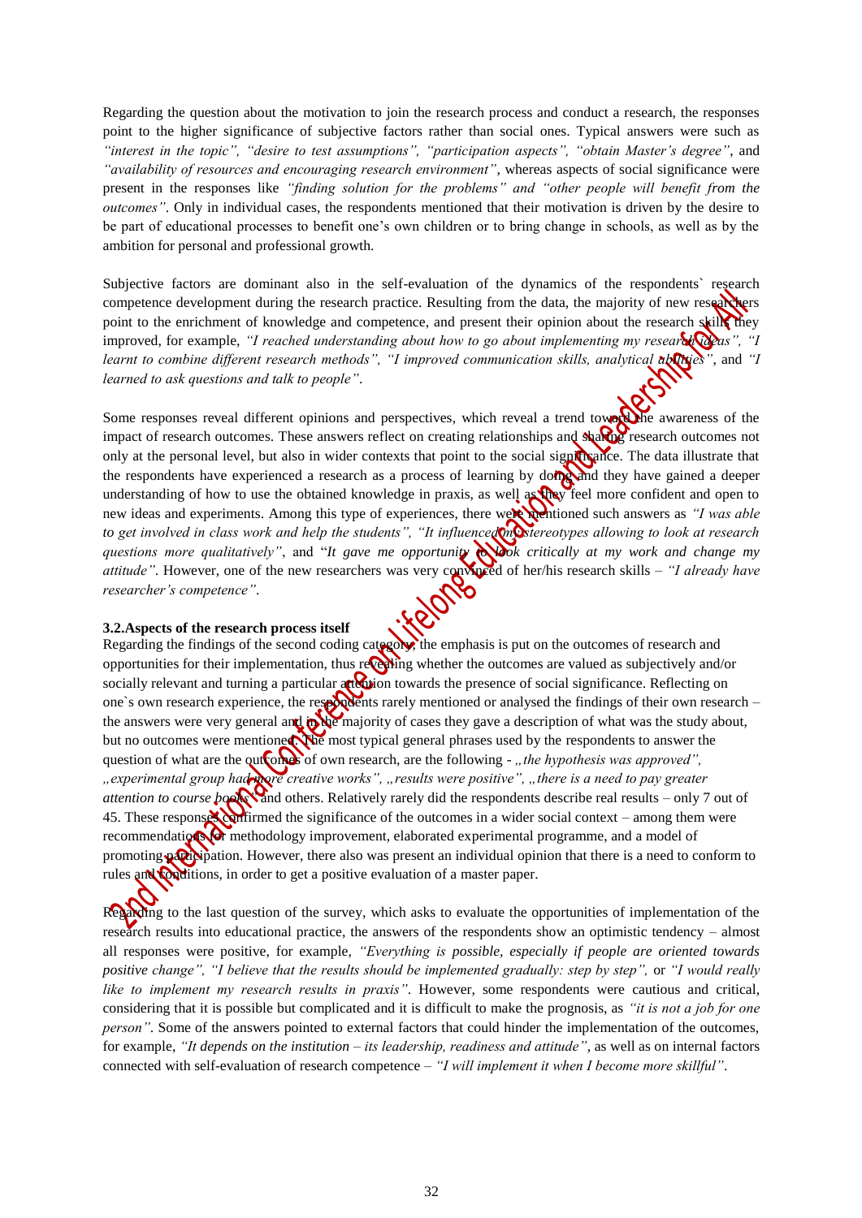Regarding the question about the motivation to join the research process and conduct a research, the responses point to the higher significance of subjective factors rather than social ones. Typical answers were such as *"interest in the topic"*, *"desire to test assumptions"*, *"participation aspects"*, *"obtain Master's degree"*, and *"availability of resources and encouraging research environment"*, whereas aspects of social significance were present in the responses like *"finding solution for the problems"* and *"other people will benefit from the outcomes"*. Only in individual cases, the respondents mentioned that their motivation is driven by the desire to be part of educational processes to benefit one's own children or to bring change in schools, as well as by the ambition for personal and professional growth.

Subjective factors are dominant also in the self-evaluation of the dynamics of the respondents` research competence development during the research practice. Resulting from the data, the majority of new researchers point to the enrichment of knowledge and competence, and present their opinion about the research skills they improved, for example, *"I reached understanding about how to go about implementing my research ideas"*, *"I learnt to combine different research methods"*, *"I improved communication skills, analytical abilities"*, and *"I learned to ask questions and talk to people"*.

Some responses reveal different opinions and perspectives, which reveal a trend toward the awareness of the impact of research outcomes. These answers reflect on creating relationships and sharing research outcomes not only at the personal level, but also in wider contexts that point to the social significance. The data illustrate that the respondents have experienced a research as a process of learning by doing and they have gained a deeper understanding of how to use the obtained knowledge in praxis, as well as they feel more confident and open to new ideas and experiments. Among this type of experiences, there were mentioned such answers as *"I was able to get involved in class work and help the students"*, *"It influenced my stereotypes allowing to look at research questions more qualitatively"*, and "*It gave me opportunity to look critically at my work and change my attitude"*. However, one of the new researchers was very convinced of her/his research skills – *"I already have researcher's competence"*.

### 3.2. Aspects of the research process itself

Regarding the findings of the second coding category, the emphasis is put on the outcomes of research and opportunities for their implementation, thus revealing whether the outcomes are valued as subjectively and/or socially relevant and turning a particular attention towards the presence of social significance. Reflecting on one`s own research experience, the respondents rarely mentioned or analysed the findings of their own research – the answers were very general and in the majority of cases they gave a description of what was the study about, but no outcomes were mentioned. The most typical general phrases used by the respondents to answer the question of what are the outcomes of own research, are the following - *„the hypothesis was approved", „experimental group had more creative works", „results were positive", „there is a need to pay greater attention to course books"* and others. Relatively rarely did the respondents describe real results – only 7 out of 45. These responses confirmed the significance of the outcomes in a wider social context – among them were recommendations for methodology improvement, elaborated experimental programme, and a model of promoting participation. However, there also was present an individual opinion that there is a need to conform to rules and conditions, in order to get a positive evaluation of a master paper.

Regarding to the last question of the survey, which asks to evaluate the opportunities of implementation of the research results into educational practice, the answers of the respondents show an optimistic tendency – almost all responses were positive, for example, *"Everything is possible, especially if people are oriented towards positive change"*, *"I believe that the results should be implemented gradually: step by step"*, or *"I would really like to implement my research results in praxis"*. However, some respondents were cautious and critical, considering that it is possible but complicated and it is difficult to make the prognosis, as *"it is not a job for one person"*. Some of the answers pointed to external factors that could hinder the implementation of the outcomes, for example, *"It depends on the institution – its leadership, readiness and attitude"*, as well as on internal factors connected with self-evaluation of research competence – *"I will implement it when I become more skillful"*.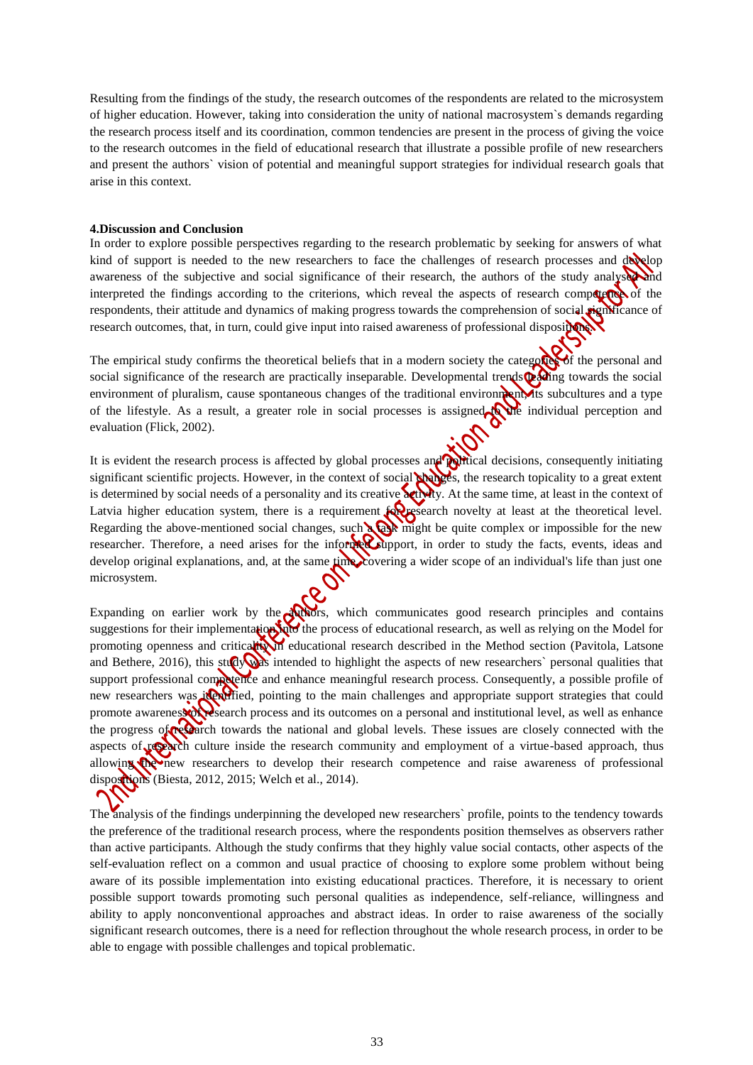Resulting from the findings of the study, the research outcomes of the respondents are related to the microsystem of higher education. However, taking into consideration the unity of national macrosystem`s demands regarding the research process itself and its coordination, common tendencies are present in the process of giving the voice to the research outcomes in the field of educational research that illustrate a possible profile of new researchers and present the authors` vision of potential and meaningful support strategies for individual research goals that arise in this context.

## 4.Discussion and Conclusion

In order to explore possible perspectives regarding to the research problematic by seeking for answers of what kind of support is needed to the new researchers to face the challenges of research processes and develop awareness of the subjective and social significance of their research, the authors of the study analysed and interpreted the findings according to the criterions, which reveal the aspects of research competence of the respondents, their attitude and dynamics of making progress towards the comprehension of social significance of research outcomes, that, in turn, could give input into raised awareness of professional dispositions.

The empirical study confirms the theoretical beliefs that in a modern society the categories of the personal and social significance of the research are practically inseparable. Developmental trends leading towards the social environment of pluralism, cause spontaneous changes of the traditional environment, its subcultures and a type of the lifestyle. As a result, a greater role in social processes is assigned to the individual perception and evaluation (Flick, 2002).

It is evident the research process is affected by global processes and political decisions, consequently initiating significant scientific projects. However, in the context of social changes, the research topicality to a great extent is determined by social needs of a personality and its creative activity. At the same time, at least in the context of Latvia higher education system, there is a requirement for research novelty at least at the theoretical level. Regarding the above-mentioned social changes, such a task might be quite complex or impossible for the new researcher. Therefore, a need arises for the informed support, in order to study the facts, events, ideas and develop original explanations, and, at the same time, covering a wider scope of an individual's life than just one microsystem.

Expanding on earlier work by the authors, which communicates good research principles and contains suggestions for their implementation into the process of educational research, as well as relying on the Model for promoting openness and criticality in educational research described in the Method section (Pavitola, Latsone and Bethere, 2016), this study was intended to highlight the aspects of new researchers` personal qualities that support professional competence and enhance meaningful research process. Consequently, a possible profile of new researchers was identified, pointing to the main challenges and appropriate support strategies that could promote awareness of research process and its outcomes on a personal and institutional level, as well as enhance the progress of research towards the national and global levels. These issues are closely connected with the aspects of research culture inside the research community and employment of a virtue-based approach, thus allowing the new researchers to develop their research competence and raise awareness of professional dispositions (Biesta, 2012, 2015; Welch et al., 2014).

The analysis of the findings underpinning the developed new researchers` profile, points to the tendency towards the preference of the traditional research process, where the respondents position themselves as observers rather than active participants. Although the study confirms that they highly value social contacts, other aspects of the self-evaluation reflect on a common and usual practice of choosing to explore some problem without being aware of its possible implementation into existing educational practices. Therefore, it is necessary to orient possible support towards promoting such personal qualities as independence, self-reliance, willingness and ability to apply nonconventional approaches and abstract ideas. In order to raise awareness of the socially significant research outcomes, there is a need for reflection throughout the whole research process, in order to be able to engage with possible challenges and topical problematic.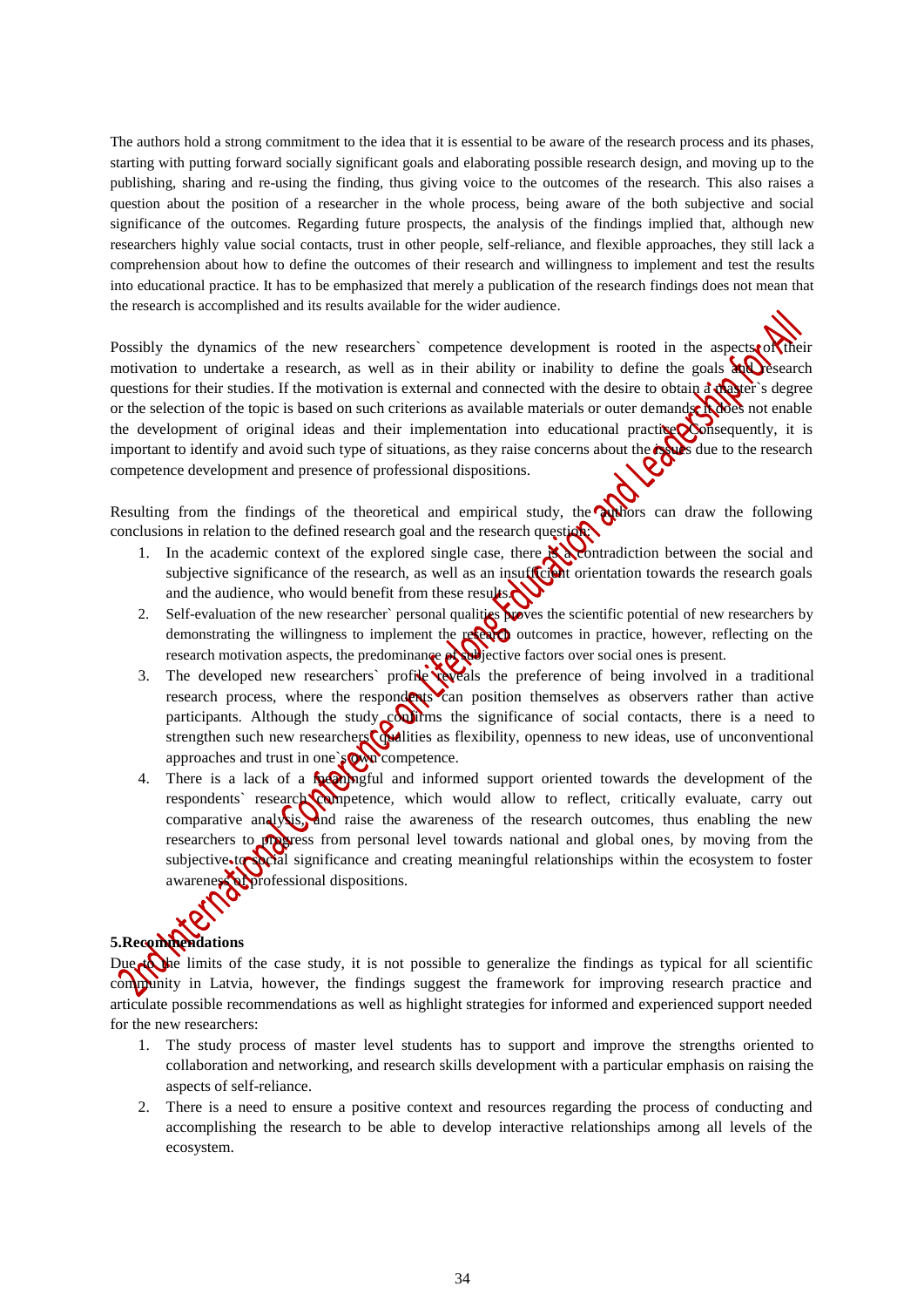The authors hold a strong commitment to the idea that it is essential to be aware of the research process and its phases, starting with putting forward socially significant goals and elaborating possible research design, and moving up to the publishing, sharing and re-using the finding, thus giving voice to the outcomes of the research. This also raises a question about the position of a researcher in the whole process, being aware of the both subjective and social significance of the outcomes. Regarding future prospects, the analysis of the findings implied that, although new researchers highly value social contacts, trust in other people, self-reliance, and flexible approaches, they still lack a comprehension about how to define the outcomes of their research and willingness to implement and test the results into educational practice. It has to be emphasized that merely a publication of the research findings does not mean that the research is accomplished and its results available for the wider audience.

Possibly the dynamics of the new researchers` competence development is rooted in the aspects of their motivation to undertake a research, as well as in their ability or inability to define the goals and research questions for their studies. If the motivation is external and connected with the desire to obtain a master`s degree or the selection of the topic is based on such criterions as available materials or outer demands, it does not enable the development of original ideas and their implementation into educational practice. Consequently, it is important to identify and avoid such type of situations, as they raise concerns about the issues due to the research competence development and presence of professional dispositions.

Resulting from the findings of the theoretical and empirical study, the authors can draw the following conclusions in relation to the defined research goal and the research question:

1. In the academic context of the explored single case, there is a contradiction between the social and subjective significance of the research, as well as an insufficient orientation towards the research goals and the audience, who would benefit from these results.
2. Self-evaluation of the new researcher` personal qualities proves the scientific potential of new researchers by demonstrating the willingness to implement the research outcomes in practice, however, reflecting on the research motivation aspects, the predominance of subjective factors over social ones is present.
3. The developed new researchers` profile reveals the preference of being involved in a traditional research process, where the respondents can position themselves as observers rather than active participants. Although the study confirms the significance of social contacts, there is a need to strengthen such new researchers` qualities as flexibility, openness to new ideas, use of unconventional approaches and trust in one`s own competence.
4. There is a lack of a meaningful and informed support oriented towards the development of the respondents` research competence, which would allow to reflect, critically evaluate, carry out comparative analysis, and raise the awareness of the research outcomes, thus enabling the new researchers to progress from personal level towards national and global ones, by moving from the subjective to social significance and creating meaningful relationships within the ecosystem to foster awareness of professional dispositions.

## 5.Recommendations

Due to the limits of the case study, it is not possible to generalize the findings as typical for all scientific community in Latvia, however, the findings suggest the framework for improving research practice and articulate possible recommendations as well as highlight strategies for informed and experienced support needed for the new researchers:

1. The study process of master level students has to support and improve the strengths oriented to collaboration and networking, and research skills development with a particular emphasis on raising the aspects of self-reliance.
2. There is a need to ensure a positive context and resources regarding the process of conducting and accomplishing the research to be able to develop interactive relationships among all levels of the ecosystem.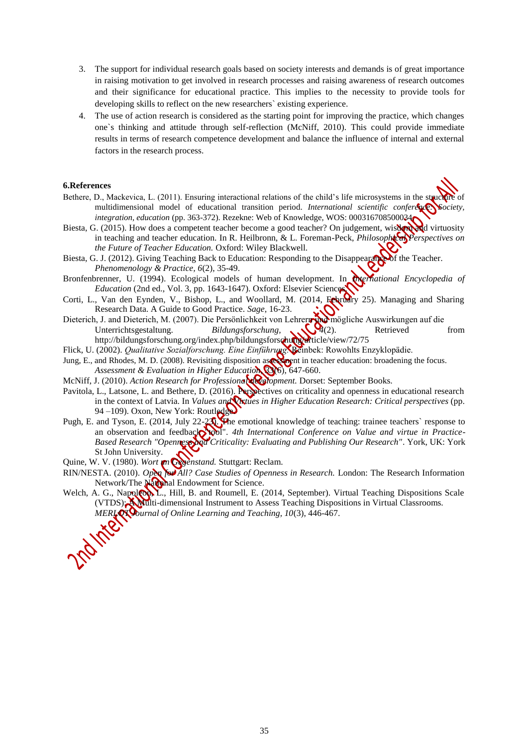3. The support for individual research goals based on society interests and demands is of great importance in raising motivation to get involved in research processes and raising awareness of research outcomes and their significance for educational practice. This implies to the necessity to provide tools for developing skills to reflect on the new researchers` existing experience.
4. The use of action research is considered as the starting point for improving the practice, which changes one`s thinking and attitude through self-reflection (McNiff, 2010). This could provide immediate results in terms of research competence development and balance the influence of internal and external factors in the research process.

**6.References**

Bethere, D., Mackevica, L. (2011). Ensuring interactional relations of the child's life microsystems in the structure of multidimensional model of educational transition period. *International scientific conference: Society, integration, education* (pp. 363-372). Rezekne: Web of Knowledge, WOS: 000316708500034.

Biesta, G. (2015). How does a competent teacher become a good teacher? On judgement, wisdom and virtuosity in teaching and teacher education. In R. Heilbronn, & L. Foreman-Peck, *Philosophical Perspectives on the Future of Teacher Education.* Oxford: Wiley Blackwell.

Biesta, G. J. (2012). Giving Teaching Back to Education: Responding to the Disappearance of the Teacher. *Phenomenology & Practice, 6*(2), 35-49.

Bronfenbrenner, U. (1994). Ecological models of human development. In *International Encyclopedia of Education* (2nd ed., Vol. 3, pp. 1643-1647). Oxford: Elsevier Sciences.

Corti, L., Van den Eynden, V., Bishop, L., and Woollard, M. (2014, February 25). Managing and Sharing Research Data. A Guide to Good Practice. *Sage*, 16-23.

Dieterich, J. and Dieterich, M. (2007). Die Persönlichkeit von Lehrern und mögliche Auswirkungen auf die Unterrichtsgestaltung. *Bildungsforschung*, 4(2). Retrieved from http://bildungsforschung.org/index.php/bildungsforschung/article/view/72/75

Flick, U. (2002). *Qualitative Sozialforschung. Eine Einführung.* Reinbek: Rowohlts Enzyklopädie.

Jung, E., and Rhodes, M. D. (2008). Revisiting disposition assessment in teacher education: broadening the focus. *Assessment & Evaluation in Higher Education, 33*(6), 647-660.

McNiff, J. (2010). *Action Research for Professional development.* Dorset: September Books.

Pavitola, L., Latsone, L. and Bethere, D. (2016). Perspectives on criticality and openness in educational research in the context of Latvia. In *Values and Virtues in Higher Education Research: Critical perspectives* (pp. 94 –109). Oxon, New York: Routledge.

Pugh, E. and Tyson, E. (2014, July 22-23). The emotional knowledge of teaching: trainee teachers` response to an observation and feedback "tool". *4th International Conference on Value and virtue in Practice-Based Research "Openness and Criticality: Evaluating and Publishing Our Research"*. York, UK: York St John University.

Quine, W. V. (1980). *Wort und Gegenstand.* Stuttgart: Reclam.

RIN/NESTA. (2010). *Open for All? Case Studies of Openness in Research.* London: The Research Information Network/The National Endowment for Science.

Welch, A. G., Napoleon, L., Hill, B. and Roumell, E. (2014, September). Virtual Teaching Dispositions Scale (VTDS): A Multi-dimensional Instrument to Assess Teaching Dispositions in Virtual Classrooms. *MERLOT Journal of Online Learning and Teaching, 10*(3), 446-467.